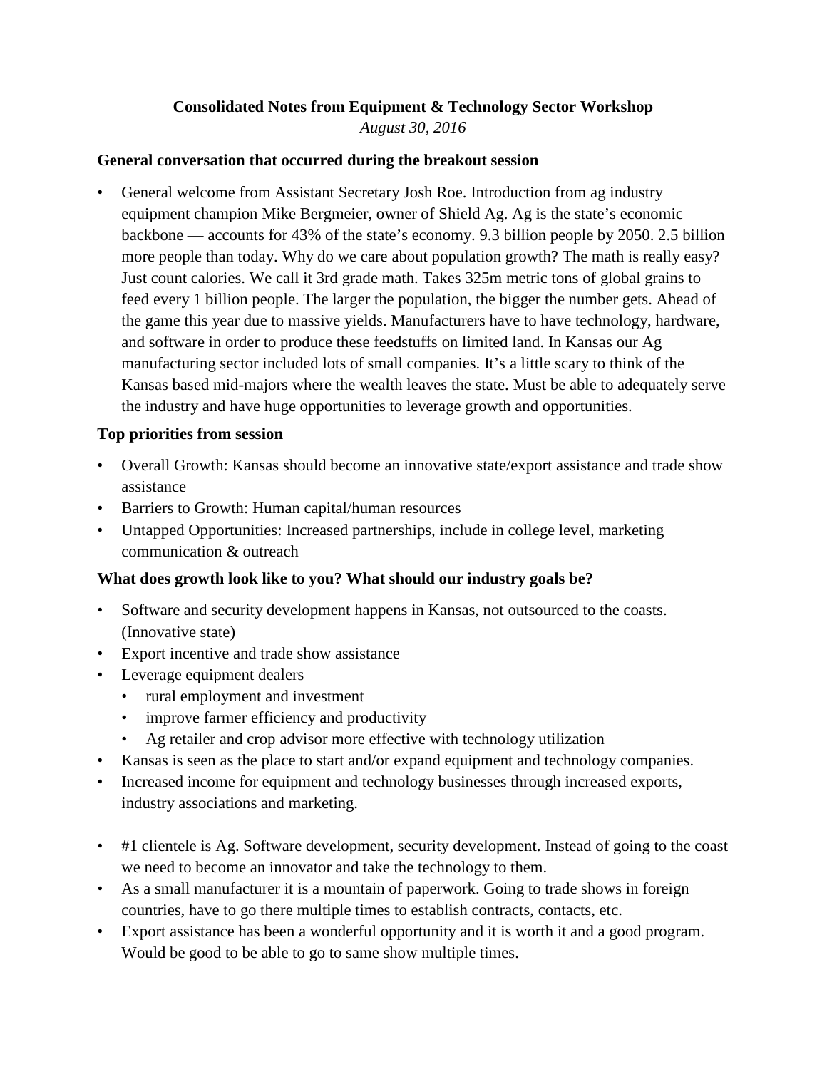**Consolidated Notes from Equipment & Technology Sector Workshop**

*August 30, 2016*

### General conversation that occurred during the breakout session

- General welcome from Assistant Secretary Josh Roe. Introduction from ag industry equipment champion Mike Bergmeier, owner of Shield Ag. Ag is the state's economic backbone — accounts for 43% of the state's economy. 9.3 billion people by 2050. 2.5 billion more people than today. Why do we care about population growth? The math is really easy? Just count calories. We call it 3rd grade math. Takes 325m metric tons of global grains to feed every 1 billion people. The larger the population, the bigger the number gets. Ahead of the game this year due to massive yields. Manufacturers have to have technology, hardware, and software in order to produce these feedstuffs on limited land. In Kansas our Ag manufacturing sector included lots of small companies. It's a little scary to think of the Kansas based mid-majors where the wealth leaves the state. Must be able to adequately serve the industry and have huge opportunities to leverage growth and opportunities.

### Top priorities from session

- Overall Growth: Kansas should become an innovative state/export assistance and trade show assistance
- Barriers to Growth: Human capital/human resources
- Untapped Opportunities: Increased partnerships, include in college level, marketing communication & outreach

### What does growth look like to you? What should our industry goals be?

- Software and security development happens in Kansas, not outsourced to the coasts. (Innovative state)
- Export incentive and trade show assistance
- Leverage equipment dealers
  - rural employment and investment
  - improve farmer efficiency and productivity
  - Ag retailer and crop advisor more effective with technology utilization
- Kansas is seen as the place to start and/or expand equipment and technology companies.
- Increased income for equipment and technology businesses through increased exports, industry associations and marketing.

- #1 clientele is Ag. Software development, security development. Instead of going to the coast we need to become an innovator and take the technology to them.
- As a small manufacturer it is a mountain of paperwork. Going to trade shows in foreign countries, have to go there multiple times to establish contracts, contacts, etc.
- Export assistance has been a wonderful opportunity and it is worth it and a good program. Would be good to be able to go to same show multiple times.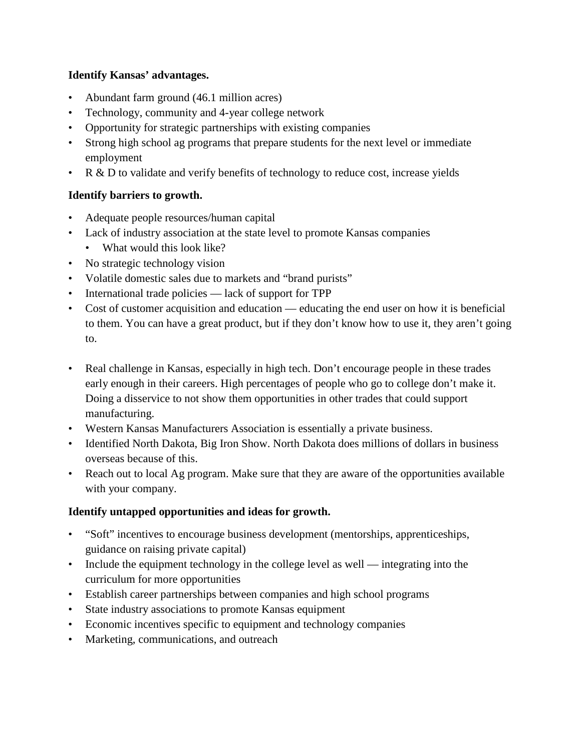**Identify Kansas' advantages.**

- Abundant farm ground (46.1 million acres)
- Technology, community and 4-year college network
- Opportunity for strategic partnerships with existing companies
- Strong high school ag programs that prepare students for the next level or immediate employment
- R & D to validate and verify benefits of technology to reduce cost, increase yields

**Identify barriers to growth.**

- Adequate people resources/human capital
- Lack of industry association at the state level to promote Kansas companies
  - What would this look like?
- No strategic technology vision
- Volatile domestic sales due to markets and "brand purists"
- International trade policies — lack of support for TPP
- Cost of customer acquisition and education — educating the end user on how it is beneficial to them. You can have a great product, but if they don't know how to use it, they aren't going to.

- Real challenge in Kansas, especially in high tech. Don't encourage people in these trades early enough in their careers. High percentages of people who go to college don't make it. Doing a disservice to not show them opportunities in other trades that could support manufacturing.
- Western Kansas Manufacturers Association is essentially a private business.
- Identified North Dakota, Big Iron Show. North Dakota does millions of dollars in business overseas because of this.
- Reach out to local Ag program. Make sure that they are aware of the opportunities available with your company.

**Identify untapped opportunities and ideas for growth.**

- "Soft" incentives to encourage business development (mentorships, apprenticeships, guidance on raising private capital)
- Include the equipment technology in the college level as well — integrating into the curriculum for more opportunities
- Establish career partnerships between companies and high school programs
- State industry associations to promote Kansas equipment
- Economic incentives specific to equipment and technology companies
- Marketing, communications, and outreach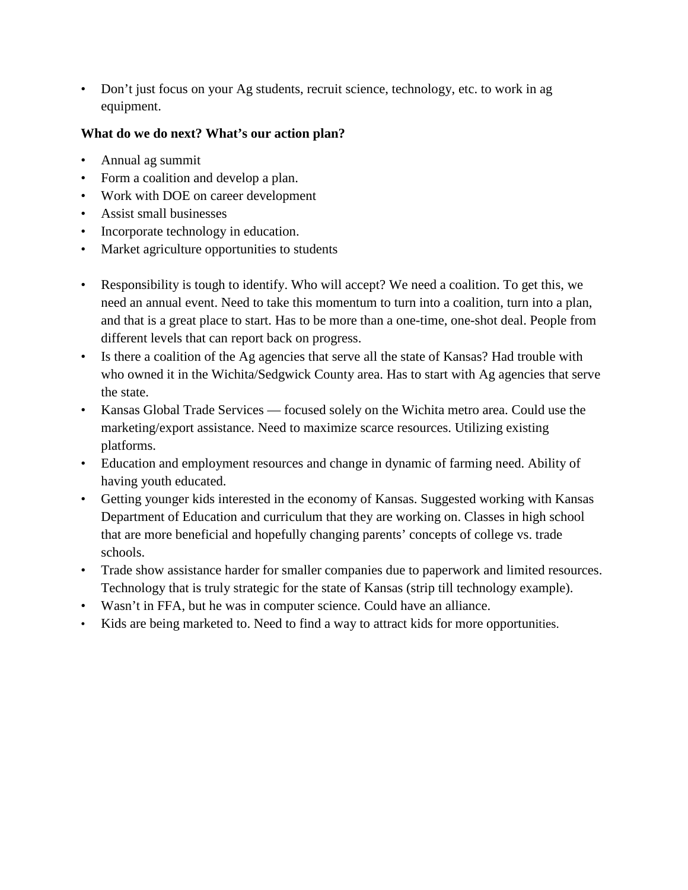- Don’t just focus on your Ag students, recruit science, technology, etc. to work in ag equipment.

**What do we do next? What’s our action plan?**

- Annual ag summit
- Form a coalition and develop a plan.
- Work with DOE on career development
- Assist small businesses
- Incorporate technology in education.
- Market agriculture opportunities to students

- Responsibility is tough to identify. Who will accept? We need a coalition. To get this, we need an annual event. Need to take this momentum to turn into a coalition, turn into a plan, and that is a great place to start. Has to be more than a one-time, one-shot deal. People from different levels that can report back on progress.
- Is there a coalition of the Ag agencies that serve all the state of Kansas? Had trouble with who owned it in the Wichita/Sedgwick County area. Has to start with Ag agencies that serve the state.
- Kansas Global Trade Services — focused solely on the Wichita metro area. Could use the marketing/export assistance. Need to maximize scarce resources. Utilizing existing platforms.
- Education and employment resources and change in dynamic of farming need. Ability of having youth educated.
- Getting younger kids interested in the economy of Kansas. Suggested working with Kansas Department of Education and curriculum that they are working on. Classes in high school that are more beneficial and hopefully changing parents’ concepts of college vs. trade schools.
- Trade show assistance harder for smaller companies due to paperwork and limited resources. Technology that is truly strategic for the state of Kansas (strip till technology example).
- Wasn’t in FFA, but he was in computer science. Could have an alliance.
- Kids are being marketed to. Need to find a way to attract kids for more opportunities.